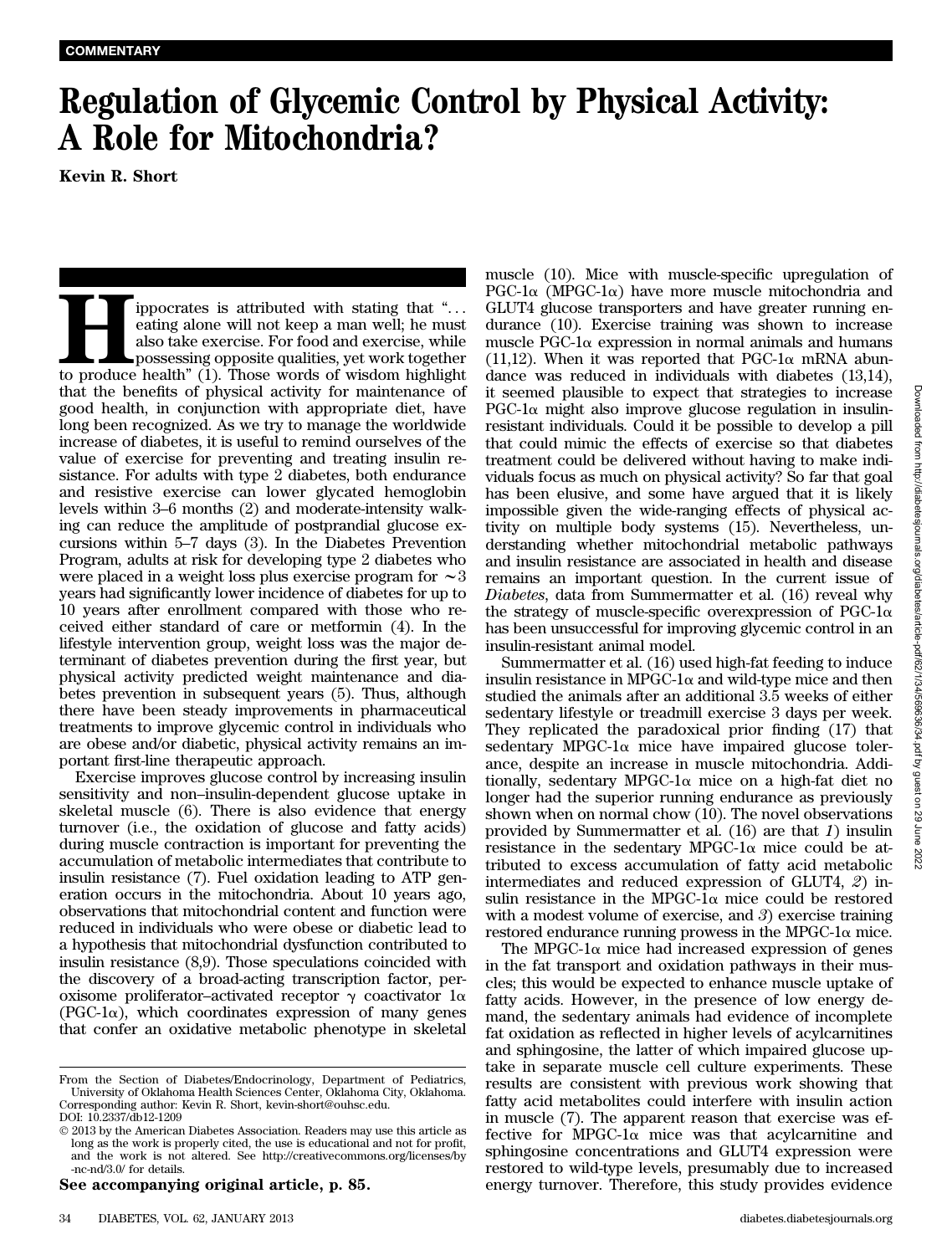COMMENTARY

# Regulation of Glycemic Control by Physical Activity: A Role for Mitochondria?

Kevin R. Short

Hippocrates is attributed with stating that "... eating alone will not keep a man well; he must also take exercise. For food and exercise, while possessing opposite qualities, yet work together to produce health" (1). Those words of wisdom highlight that the benefits of physical activity for maintenance of good health, in conjunction with appropriate diet, have long been recognized. As we try to manage the worldwide increase of diabetes, it is useful to remind ourselves of the value of exercise for preventing and treating insulin resistance. For adults with type 2 diabetes, both endurance and resistive exercise can lower glycated hemoglobin levels within 3–6 months (2) and moderate-intensity walking can reduce the amplitude of postprandial glucose excursions within 5–7 days (3). In the Diabetes Prevention Program, adults at risk for developing type 2 diabetes who were placed in a weight loss plus exercise program for ∼3 years had significantly lower incidence of diabetes for up to 10 years after enrollment compared with those who received either standard of care or metformin (4). In the lifestyle intervention group, weight loss was the major determinant of diabetes prevention during the first year, but physical activity predicted weight maintenance and diabetes prevention in subsequent years (5). Thus, although there have been steady improvements in pharmaceutical treatments to improve glycemic control in individuals who are obese and/or diabetic, physical activity remains an important first-line therapeutic approach.

Exercise improves glucose control by increasing insulin sensitivity and non–insulin-dependent glucose uptake in skeletal muscle (6). There is also evidence that energy turnover (i.e., the oxidation of glucose and fatty acids) during muscle contraction is important for preventing the accumulation of metabolic intermediates that contribute to insulin resistance (7). Fuel oxidation leading to ATP generation occurs in the mitochondria. About 10 years ago, observations that mitochondrial content and function were reduced in individuals who were obese or diabetic lead to a hypothesis that mitochondrial dysfunction contributed to insulin resistance (8,9). Those speculations coincided with the discovery of a broad-acting transcription factor, peroxisome proliferator–activated receptor γ coactivator 1α (PGC-1α), which coordinates expression of many genes that confer an oxidative metabolic phenotype in skeletal muscle (10). Mice with muscle-specific upregulation of PGC-1α (MPGC-1α) have more muscle mitochondria and GLUT4 glucose transporters and have greater running endurance (10). Exercise training was shown to increase muscle PGC-1α expression in normal animals and humans (11,12). When it was reported that PGC-1α mRNA abundance was reduced in individuals with diabetes (13,14), it seemed plausible to expect that strategies to increase PGC-1α might also improve glucose regulation in insulin-resistant individuals. Could it be possible to develop a pill that could mimic the effects of exercise so that diabetes treatment could be delivered without having to make individuals focus as much on physical activity? So far that goal has been elusive, and some have argued that it is likely impossible given the wide-ranging effects of physical activity on multiple body systems (15). Nevertheless, understanding whether mitochondrial metabolic pathways and insulin resistance are associated in health and disease remains an important question. In the current issue of *Diabetes*, data from Summermatter et al. (16) reveal why the strategy of muscle-specific overexpression of PGC-1α has been unsuccessful for improving glycemic control in an insulin-resistant animal model.

Summermatter et al. (16) used high-fat feeding to induce insulin resistance in MPGC-1α and wild-type mice and then studied the animals after an additional 3.5 weeks of either sedentary lifestyle or treadmill exercise 3 days per week. They replicated the paradoxical prior finding (17) that sedentary MPGC-1α mice have impaired glucose tolerance, despite an increase in muscle mitochondria. Additionally, sedentary MPGC-1α mice on a high-fat diet no longer had the superior running endurance as previously shown when on normal chow (10). The novel observations provided by Summermatter et al. (16) are that *1*) insulin resistance in the sedentary MPGC-1α mice could be attributed to excess accumulation of fatty acid metabolic intermediates and reduced expression of GLUT4, *2*) insulin resistance in the MPGC-1α mice could be restored with a modest volume of exercise, and *3*) exercise training restored endurance running prowess in the MPGC-1α mice.

The MPGC-1α mice had increased expression of genes in the fat transport and oxidation pathways in their muscles; this would be expected to enhance muscle uptake of fatty acids. However, in the presence of low energy demand, the sedentary animals had evidence of incomplete fat oxidation as reflected in higher levels of acylcarnitines and sphingosine, the latter of which impaired glucose uptake in separate muscle cell culture experiments. These results are consistent with previous work showing that fatty acid metabolites could interfere with insulin action in muscle (7). The apparent reason that exercise was effective for MPGC-1α mice was that acylcarnitine and sphingosine concentrations and GLUT4 expression were restored to wild-type levels, presumably due to increased energy turnover. Therefore, this study provides evidence

From the Section of Diabetes/Endocrinology, Department of Pediatrics, University of Oklahoma Health Sciences Center, Oklahoma City, Oklahoma.
Corresponding author: Kevin R. Short, kevin-short@ouhsc.edu.
DOI: 10.2337/db12-1209
© 2013 by the American Diabetes Association. Readers may use this article as long as the work is properly cited, the use is educational and not for profit, and the work is not altered. See http://creativecommons.org/licenses/by-nc-nd/3.0/ for details.

**See accompanying original article, p. 85.**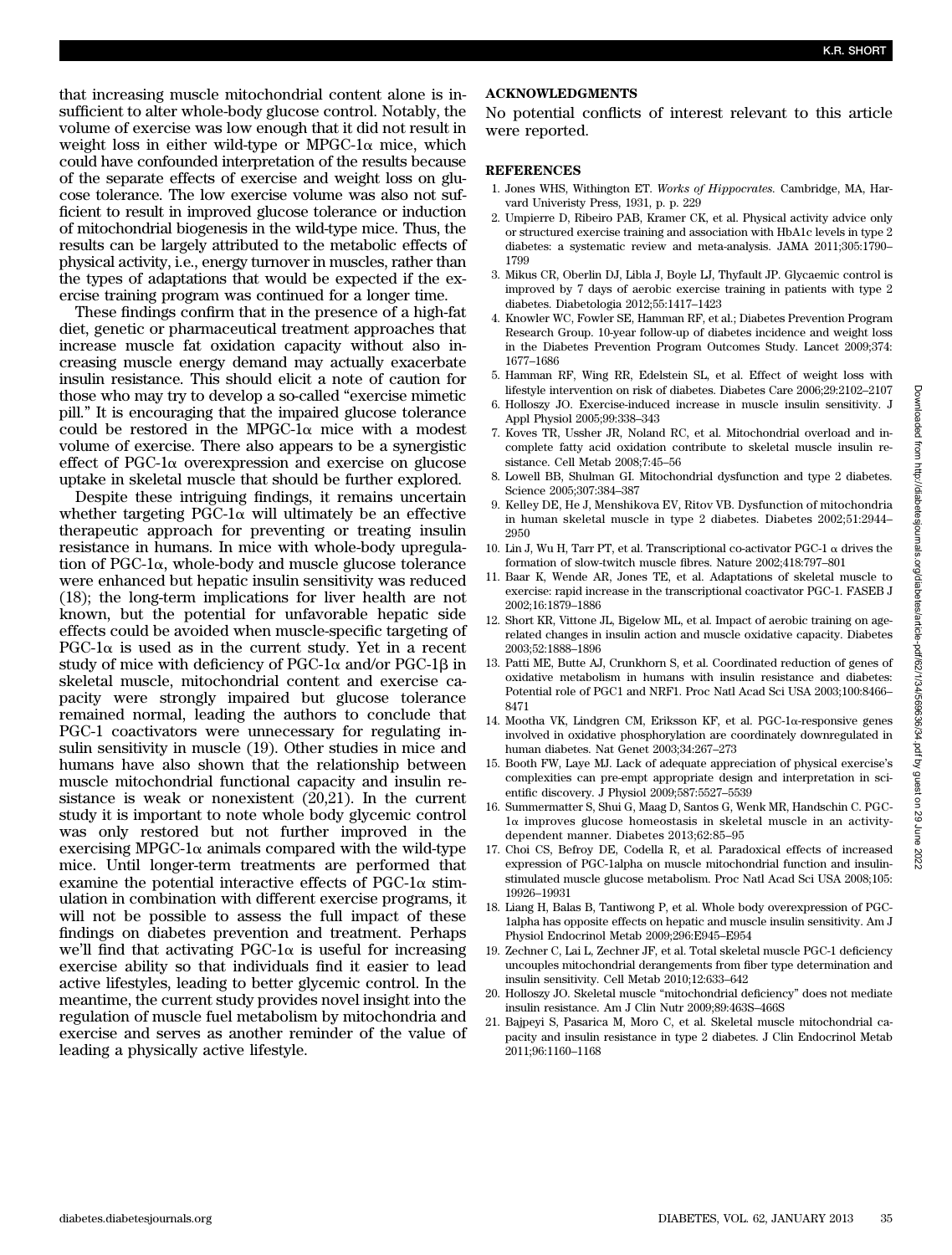that increasing muscle mitochondrial content alone is insufficient to alter whole-body glucose control. Notably, the volume of exercise was low enough that it did not result in weight loss in either wild-type or MPGC-1α mice, which could have confounded interpretation of the results because of the separate effects of exercise and weight loss on glucose tolerance. The low exercise volume was also not sufficient to result in improved glucose tolerance or induction of mitochondrial biogenesis in the wild-type mice. Thus, the results can be largely attributed to the metabolic effects of physical activity, i.e., energy turnover in muscles, rather than the types of adaptations that would be expected if the exercise training program was continued for a longer time.

These findings confirm that in the presence of a high-fat diet, genetic or pharmaceutical treatment approaches that increase muscle fat oxidation capacity without also increasing muscle energy demand may actually exacerbate insulin resistance. This should elicit a note of caution for those who may try to develop a so-called "exercise mimetic pill." It is encouraging that the impaired glucose tolerance could be restored in the MPGC-1α mice with a modest volume of exercise. There also appears to be a synergistic effect of PGC-1α overexpression and exercise on glucose uptake in skeletal muscle that should be further explored.

Despite these intriguing findings, it remains uncertain whether targeting PGC-1α will ultimately be an effective therapeutic approach for preventing or treating insulin resistance in humans. In mice with whole-body upregulation of PGC-1α, whole-body and muscle glucose tolerance were enhanced but hepatic insulin sensitivity was reduced (18); the long-term implications for liver health are not known, but the potential for unfavorable hepatic side effects could be avoided when muscle-specific targeting of PGC-1α is used as in the current study. Yet in a recent study of mice with deficiency of PGC-1α and/or PGC-1β in skeletal muscle, mitochondrial content and exercise capacity were strongly impaired but glucose tolerance remained normal, leading the authors to conclude that PGC-1 coactivators were unnecessary for regulating insulin sensitivity in muscle (19). Other studies in mice and humans have also shown that the relationship between muscle mitochondrial functional capacity and insulin resistance is weak or nonexistent (20,21). In the current study it is important to note whole body glycemic control was only restored but not further improved in the exercising MPGC-1α animals compared with the wild-type mice. Until longer-term treatments are performed that examine the potential interactive effects of PGC-1α stimulation in combination with different exercise programs, it will not be possible to assess the full impact of these findings on diabetes prevention and treatment. Perhaps we'll find that activating PGC-1α is useful for increasing exercise ability so that individuals find it easier to lead active lifestyles, leading to better glycemic control. In the meantime, the current study provides novel insight into the regulation of muscle fuel metabolism by mitochondria and exercise and serves as another reminder of the value of leading a physically active lifestyle.

## ACKNOWLEDGMENTS

No potential conflicts of interest relevant to this article were reported.

## REFERENCES

1. Jones WHS, Withington ET. *Works of Hippocrates*. Cambridge, MA, Harvard Univeristy Press, 1931, p. p. 229
2. Umpierre D, Ribeiro PAB, Kramer CK, et al. Physical activity advice only or structured exercise training and association with HbA1c levels in type 2 diabetes: a systematic review and meta-analysis. JAMA 2011;305:1790–1799
3. Mikus CR, Oberlin DJ, Libla J, Boyle LJ, Thyfault JP. Glycaemic control is improved by 7 days of aerobic exercise training in patients with type 2 diabetes. Diabetologia 2012;55:1417–1423
4. Knowler WC, Fowler SE, Hamman RF, et al.; Diabetes Prevention Program Research Group. 10-year follow-up of diabetes incidence and weight loss in the Diabetes Prevention Program Outcomes Study. Lancet 2009;374:1677–1686
5. Hamman RF, Wing RR, Edelstein SL, et al. Effect of weight loss with lifestyle intervention on risk of diabetes. Diabetes Care 2006;29:2102–2107
6. Holloszy JO. Exercise-induced increase in muscle insulin sensitivity. J Appl Physiol 2005;99:338–343
7. Koves TR, Ussher JR, Noland RC, et al. Mitochondrial overload and incomplete fatty acid oxidation contribute to skeletal muscle insulin resistance. Cell Metab 2008;7:45–56
8. Lowell BB, Shulman GI. Mitochondrial dysfunction and type 2 diabetes. Science 2005;307:384–387
9. Kelley DE, He J, Menshikova EV, Ritov VB. Dysfunction of mitochondria in human skeletal muscle in type 2 diabetes. Diabetes 2002;51:2944–2950
10. Lin J, Wu H, Tarr PT, et al. Transcriptional co-activator PGC-1 α drives the formation of slow-twitch muscle fibres. Nature 2002;418:797–801
11. Baar K, Wende AR, Jones TE, et al. Adaptations of skeletal muscle to exercise: rapid increase in the transcriptional coactivator PGC-1. FASEB J 2002;16:1879–1886
12. Short KR, Vittone JL, Bigelow ML, et al. Impact of aerobic training on age-related changes in insulin action and muscle oxidative capacity. Diabetes 2003;52:1888–1896
13. Patti ME, Butte AJ, Crunkhorn S, et al. Coordinated reduction of genes of oxidative metabolism in humans with insulin resistance and diabetes: Potential role of PGC1 and NRF1. Proc Natl Acad Sci USA 2003;100:8466–8471
14. Mootha VK, Lindgren CM, Eriksson KF, et al. PGC-1α-responsive genes involved in oxidative phosphorylation are coordinately downregulated in human diabetes. Nat Genet 2003;34:267–273
15. Booth FW, Laye MJ. Lack of adequate appreciation of physical exercise's complexities can pre-empt appropriate design and interpretation in scientific discovery. J Physiol 2009;587:5527–5539
16. Summermatter S, Shui G, Maag D, Santos G, Wenk MR, Handschin C. PGC-1α improves glucose homeostasis in skeletal muscle in an activity-dependent manner. Diabetes 2013;62:85–95
17. Choi CS, Befroy DE, Codella R, et al. Paradoxical effects of increased expression of PGC-1alpha on muscle mitochondrial function and insulin-stimulated muscle glucose metabolism. Proc Natl Acad Sci USA 2008;105:19926–19931
18. Liang H, Balas B, Tantiwong P, et al. Whole body overexpression of PGC-1alpha has opposite effects on hepatic and muscle insulin sensitivity. Am J Physiol Endocrinol Metab 2009;296:E945–E954
19. Zechner C, Lai L, Zechner JF, et al. Total skeletal muscle PGC-1 deficiency uncouples mitochondrial derangements from fiber type determination and insulin sensitivity. Cell Metab 2010;12:633–642
20. Holloszy JO. Skeletal muscle "mitochondrial deficiency" does not mediate insulin resistance. Am J Clin Nutr 2009;89:463S–466S
21. Bajpeyi S, Pasarica M, Moro C, et al. Skeletal muscle mitochondrial capacity and insulin resistance in type 2 diabetes. J Clin Endocrinol Metab 2011;96:1160–1168